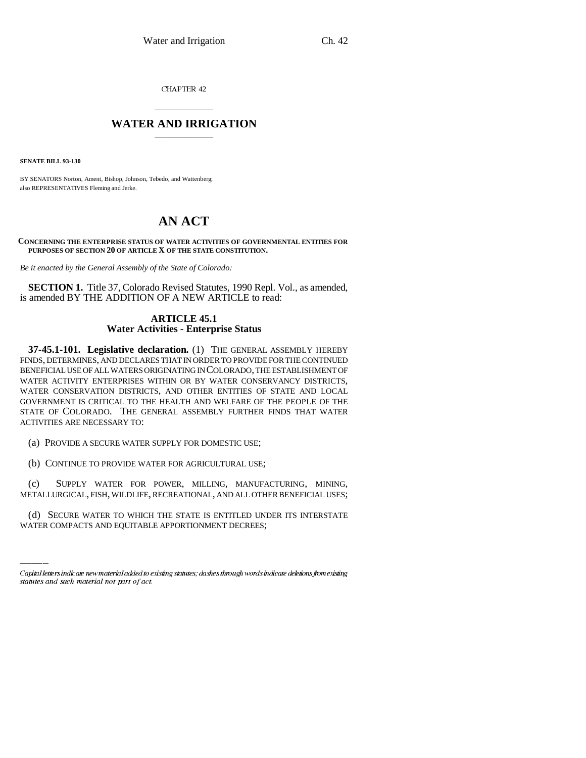CHAPTER 42

# WATER AND IRRIGATION

**SENATE BILL 93-130**

BY SENATORS Norton, Ament, Bishop, Johnson, Tebedo, and Wattenberg; also REPRESENTATIVES Fleming and Jerke.

# AN ACT

**CONCERNING THE ENTERPRISE STATUS OF WATER ACTIVITIES OF GOVERNMENTAL ENTITIES FOR PURPOSES OF SECTION 20 OF ARTICLE X OF THE STATE CONSTITUTION.**

*Be it enacted by the General Assembly of the State of Colorado:*

**SECTION 1.** Title 37, Colorado Revised Statutes, 1990 Repl. Vol., as amended, is amended BY THE ADDITION OF A NEW ARTICLE to read:

## ARTICLE 45.1
## Water Activities - Enterprise Status

**37-45.1-101. Legislative declaration.** (1) THE GENERAL ASSEMBLY HEREBY FINDS, DETERMINES, AND DECLARES THAT IN ORDER TO PROVIDE FOR THE CONTINUED BENEFICIAL USE OF ALL WATERS ORIGINATING IN COLORADO, THE ESTABLISHMENT OF WATER ACTIVITY ENTERPRISES WITHIN OR BY WATER CONSERVANCY DISTRICTS, WATER CONSERVATION DISTRICTS, AND OTHER ENTITIES OF STATE AND LOCAL GOVERNMENT IS CRITICAL TO THE HEALTH AND WELFARE OF THE PEOPLE OF THE STATE OF COLORADO. THE GENERAL ASSEMBLY FURTHER FINDS THAT WATER ACTIVITIES ARE NECESSARY TO:

(a) PROVIDE A SECURE WATER SUPPLY FOR DOMESTIC USE;

(b) CONTINUE TO PROVIDE WATER FOR AGRICULTURAL USE;

(c) SUPPLY WATER FOR POWER, MILLING, MANUFACTURING, MINING, METALLURGICAL, FISH, WILDLIFE, RECREATIONAL, AND ALL OTHER BENEFICIAL USES;

(d) SECURE WATER TO WHICH THE STATE IS ENTITLED UNDER ITS INTERSTATE WATER COMPACTS AND EQUITABLE APPORTIONMENT DECREES;

---

*Capital letters indicate new material added to existing statutes; dashes through words indicate deletions from existing statutes and such material not part of act.*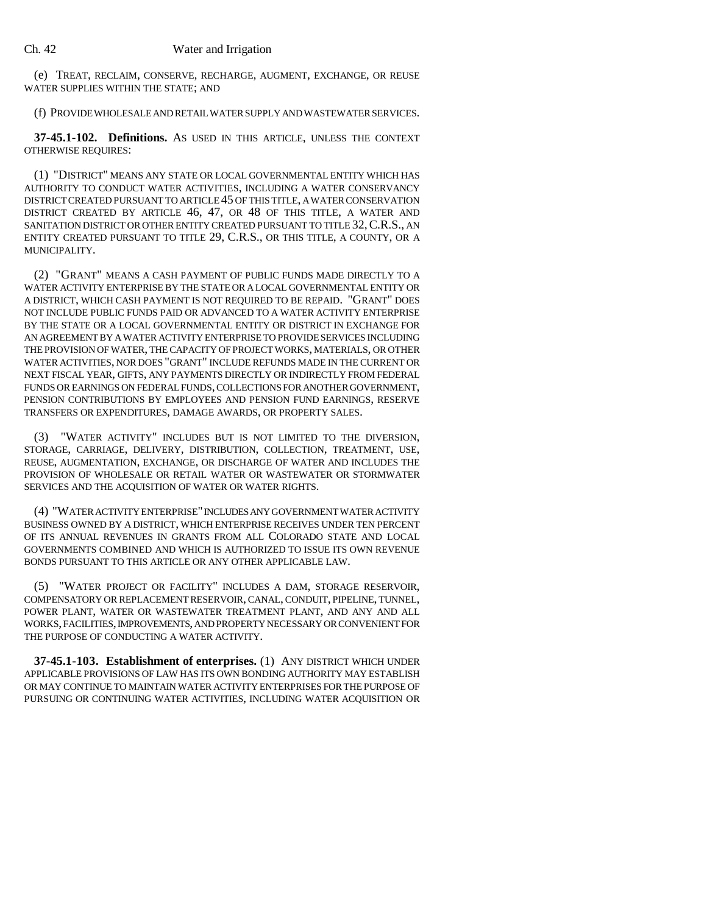(e) TREAT, RECLAIM, CONSERVE, RECHARGE, AUGMENT, EXCHANGE, OR REUSE WATER SUPPLIES WITHIN THE STATE; AND

(f) PROVIDE WHOLESALE AND RETAIL WATER SUPPLY AND WASTEWATER SERVICES.

**37-45.1-102. Definitions.** AS USED IN THIS ARTICLE, UNLESS THE CONTEXT OTHERWISE REQUIRES:

(1) "DISTRICT" MEANS ANY STATE OR LOCAL GOVERNMENTAL ENTITY WHICH HAS AUTHORITY TO CONDUCT WATER ACTIVITIES, INCLUDING A WATER CONSERVANCY DISTRICT CREATED PURSUANT TO ARTICLE 45 OF THIS TITLE, A WATER CONSERVATION DISTRICT CREATED BY ARTICLE 46, 47, OR 48 OF THIS TITLE, A WATER AND SANITATION DISTRICT OR OTHER ENTITY CREATED PURSUANT TO TITLE 32, C.R.S., AN ENTITY CREATED PURSUANT TO TITLE 29, C.R.S., OR THIS TITLE, A COUNTY, OR A MUNICIPALITY.

(2) "GRANT" MEANS A CASH PAYMENT OF PUBLIC FUNDS MADE DIRECTLY TO A WATER ACTIVITY ENTERPRISE BY THE STATE OR A LOCAL GOVERNMENTAL ENTITY OR A DISTRICT, WHICH CASH PAYMENT IS NOT REQUIRED TO BE REPAID. "GRANT" DOES NOT INCLUDE PUBLIC FUNDS PAID OR ADVANCED TO A WATER ACTIVITY ENTERPRISE BY THE STATE OR A LOCAL GOVERNMENTAL ENTITY OR DISTRICT IN EXCHANGE FOR AN AGREEMENT BY A WATER ACTIVITY ENTERPRISE TO PROVIDE SERVICES INCLUDING THE PROVISION OF WATER, THE CAPACITY OF PROJECT WORKS, MATERIALS, OR OTHER WATER ACTIVITIES, NOR DOES "GRANT" INCLUDE REFUNDS MADE IN THE CURRENT OR NEXT FISCAL YEAR, GIFTS, ANY PAYMENTS DIRECTLY OR INDIRECTLY FROM FEDERAL FUNDS OR EARNINGS ON FEDERAL FUNDS, COLLECTIONS FOR ANOTHER GOVERNMENT, PENSION CONTRIBUTIONS BY EMPLOYEES AND PENSION FUND EARNINGS, RESERVE TRANSFERS OR EXPENDITURES, DAMAGE AWARDS, OR PROPERTY SALES.

(3) "WATER ACTIVITY" INCLUDES BUT IS NOT LIMITED TO THE DIVERSION, STORAGE, CARRIAGE, DELIVERY, DISTRIBUTION, COLLECTION, TREATMENT, USE, REUSE, AUGMENTATION, EXCHANGE, OR DISCHARGE OF WATER AND INCLUDES THE PROVISION OF WHOLESALE OR RETAIL WATER OR WASTEWATER OR STORMWATER SERVICES AND THE ACQUISITION OF WATER OR WATER RIGHTS.

(4) "WATER ACTIVITY ENTERPRISE" INCLUDES ANY GOVERNMENT WATER ACTIVITY BUSINESS OWNED BY A DISTRICT, WHICH ENTERPRISE RECEIVES UNDER TEN PERCENT OF ITS ANNUAL REVENUES IN GRANTS FROM ALL COLORADO STATE AND LOCAL GOVERNMENTS COMBINED AND WHICH IS AUTHORIZED TO ISSUE ITS OWN REVENUE BONDS PURSUANT TO THIS ARTICLE OR ANY OTHER APPLICABLE LAW.

(5) "WATER PROJECT OR FACILITY" INCLUDES A DAM, STORAGE RESERVOIR, COMPENSATORY OR REPLACEMENT RESERVOIR, CANAL, CONDUIT, PIPELINE, TUNNEL, POWER PLANT, WATER OR WASTEWATER TREATMENT PLANT, AND ANY AND ALL WORKS, FACILITIES, IMPROVEMENTS, AND PROPERTY NECESSARY OR CONVENIENT FOR THE PURPOSE OF CONDUCTING A WATER ACTIVITY.

**37-45.1-103. Establishment of enterprises.** (1) ANY DISTRICT WHICH UNDER APPLICABLE PROVISIONS OF LAW HAS ITS OWN BONDING AUTHORITY MAY ESTABLISH OR MAY CONTINUE TO MAINTAIN WATER ACTIVITY ENTERPRISES FOR THE PURPOSE OF PURSUING OR CONTINUING WATER ACTIVITIES, INCLUDING WATER ACQUISITION OR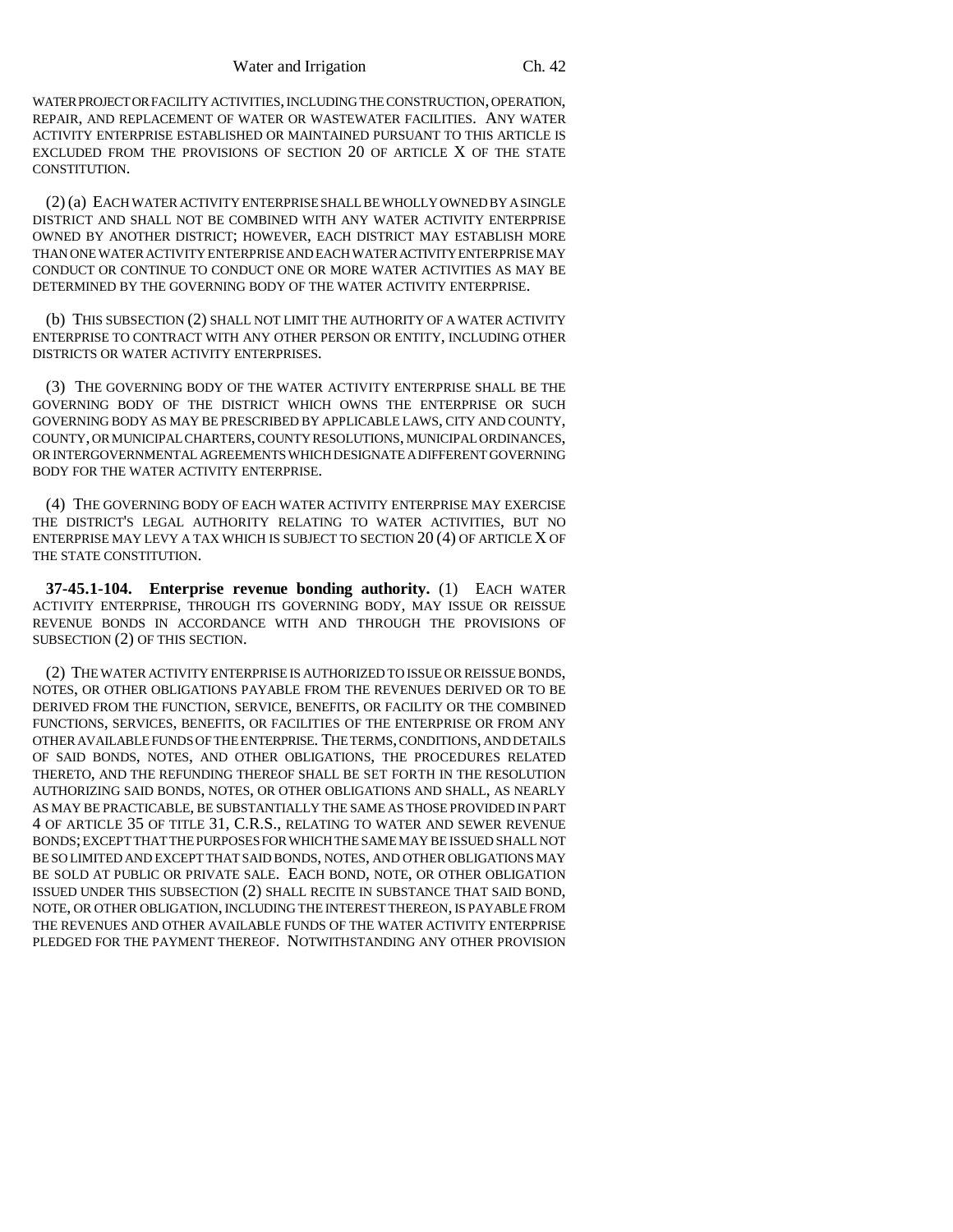WATER PROJECT OR FACILITY ACTIVITIES, INCLUDING THE CONSTRUCTION, OPERATION, REPAIR, AND REPLACEMENT OF WATER OR WASTEWATER FACILITIES. ANY WATER ACTIVITY ENTERPRISE ESTABLISHED OR MAINTAINED PURSUANT TO THIS ARTICLE IS EXCLUDED FROM THE PROVISIONS OF SECTION 20 OF ARTICLE X OF THE STATE CONSTITUTION.

(2) (a) EACH WATER ACTIVITY ENTERPRISE SHALL BE WHOLLY OWNED BY A SINGLE DISTRICT AND SHALL NOT BE COMBINED WITH ANY WATER ACTIVITY ENTERPRISE OWNED BY ANOTHER DISTRICT; HOWEVER, EACH DISTRICT MAY ESTABLISH MORE THAN ONE WATER ACTIVITY ENTERPRISE AND EACH WATER ACTIVITY ENTERPRISE MAY CONDUCT OR CONTINUE TO CONDUCT ONE OR MORE WATER ACTIVITIES AS MAY BE DETERMINED BY THE GOVERNING BODY OF THE WATER ACTIVITY ENTERPRISE.

(b) THIS SUBSECTION (2) SHALL NOT LIMIT THE AUTHORITY OF A WATER ACTIVITY ENTERPRISE TO CONTRACT WITH ANY OTHER PERSON OR ENTITY, INCLUDING OTHER DISTRICTS OR WATER ACTIVITY ENTERPRISES.

(3) THE GOVERNING BODY OF THE WATER ACTIVITY ENTERPRISE SHALL BE THE GOVERNING BODY OF THE DISTRICT WHICH OWNS THE ENTERPRISE OR SUCH GOVERNING BODY AS MAY BE PRESCRIBED BY APPLICABLE LAWS, CITY AND COUNTY, COUNTY, OR MUNICIPAL CHARTERS, COUNTY RESOLUTIONS, MUNICIPAL ORDINANCES, OR INTERGOVERNMENTAL AGREEMENTS WHICH DESIGNATE A DIFFERENT GOVERNING BODY FOR THE WATER ACTIVITY ENTERPRISE.

(4) THE GOVERNING BODY OF EACH WATER ACTIVITY ENTERPRISE MAY EXERCISE THE DISTRICT'S LEGAL AUTHORITY RELATING TO WATER ACTIVITIES, BUT NO ENTERPRISE MAY LEVY A TAX WHICH IS SUBJECT TO SECTION 20 (4) OF ARTICLE X OF THE STATE CONSTITUTION.

**37-45.1-104. Enterprise revenue bonding authority.** (1) EACH WATER ACTIVITY ENTERPRISE, THROUGH ITS GOVERNING BODY, MAY ISSUE OR REISSUE REVENUE BONDS IN ACCORDANCE WITH AND THROUGH THE PROVISIONS OF SUBSECTION (2) OF THIS SECTION.

(2) THE WATER ACTIVITY ENTERPRISE IS AUTHORIZED TO ISSUE OR REISSUE BONDS, NOTES, OR OTHER OBLIGATIONS PAYABLE FROM THE REVENUES DERIVED OR TO BE DERIVED FROM THE FUNCTION, SERVICE, BENEFITS, OR FACILITY OR THE COMBINED FUNCTIONS, SERVICES, BENEFITS, OR FACILITIES OF THE ENTERPRISE OR FROM ANY OTHER AVAILABLE FUNDS OF THE ENTERPRISE. THE TERMS, CONDITIONS, AND DETAILS OF SAID BONDS, NOTES, AND OTHER OBLIGATIONS, THE PROCEDURES RELATED THERETO, AND THE REFUNDING THEREOF SHALL BE SET FORTH IN THE RESOLUTION AUTHORIZING SAID BONDS, NOTES, OR OTHER OBLIGATIONS AND SHALL, AS NEARLY AS MAY BE PRACTICABLE, BE SUBSTANTIALLY THE SAME AS THOSE PROVIDED IN PART 4 OF ARTICLE 35 OF TITLE 31, C.R.S., RELATING TO WATER AND SEWER REVENUE BONDS; EXCEPT THAT THE PURPOSES FOR WHICH THE SAME MAY BE ISSUED SHALL NOT BE SO LIMITED AND EXCEPT THAT SAID BONDS, NOTES, AND OTHER OBLIGATIONS MAY BE SOLD AT PUBLIC OR PRIVATE SALE. EACH BOND, NOTE, OR OTHER OBLIGATION ISSUED UNDER THIS SUBSECTION (2) SHALL RECITE IN SUBSTANCE THAT SAID BOND, NOTE, OR OTHER OBLIGATION, INCLUDING THE INTEREST THEREON, IS PAYABLE FROM THE REVENUES AND OTHER AVAILABLE FUNDS OF THE WATER ACTIVITY ENTERPRISE PLEDGED FOR THE PAYMENT THEREOF. NOTWITHSTANDING ANY OTHER PROVISION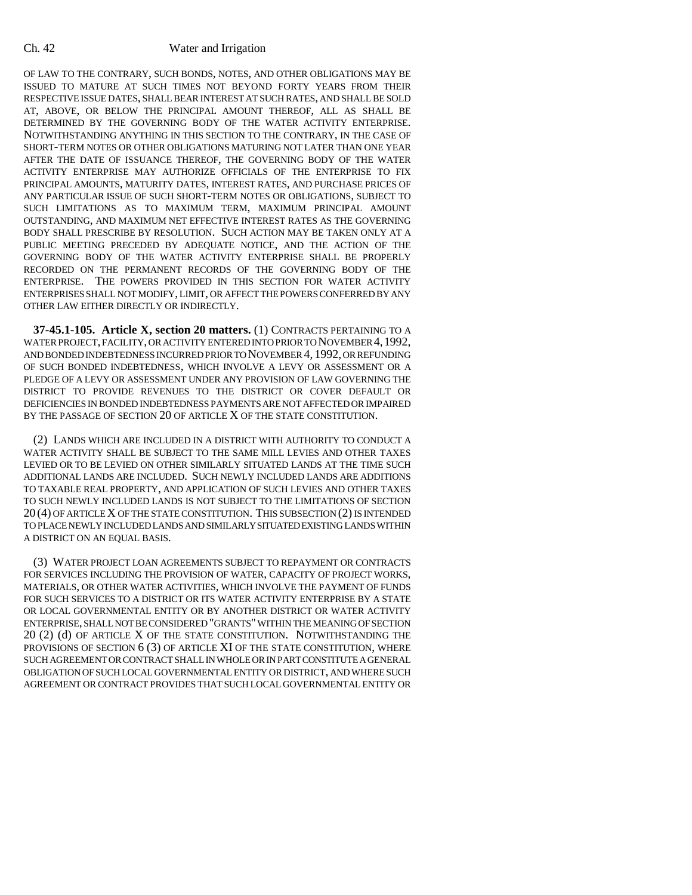OF LAW TO THE CONTRARY, SUCH BONDS, NOTES, AND OTHER OBLIGATIONS MAY BE ISSUED TO MATURE AT SUCH TIMES NOT BEYOND FORTY YEARS FROM THEIR RESPECTIVE ISSUE DATES, SHALL BEAR INTEREST AT SUCH RATES, AND SHALL BE SOLD AT, ABOVE, OR BELOW THE PRINCIPAL AMOUNT THEREOF, ALL AS SHALL BE DETERMINED BY THE GOVERNING BODY OF THE WATER ACTIVITY ENTERPRISE. NOTWITHSTANDING ANYTHING IN THIS SECTION TO THE CONTRARY, IN THE CASE OF SHORT-TERM NOTES OR OTHER OBLIGATIONS MATURING NOT LATER THAN ONE YEAR AFTER THE DATE OF ISSUANCE THEREOF, THE GOVERNING BODY OF THE WATER ACTIVITY ENTERPRISE MAY AUTHORIZE OFFICIALS OF THE ENTERPRISE TO FIX PRINCIPAL AMOUNTS, MATURITY DATES, INTEREST RATES, AND PURCHASE PRICES OF ANY PARTICULAR ISSUE OF SUCH SHORT-TERM NOTES OR OBLIGATIONS, SUBJECT TO SUCH LIMITATIONS AS TO MAXIMUM TERM, MAXIMUM PRINCIPAL AMOUNT OUTSTANDING, AND MAXIMUM NET EFFECTIVE INTEREST RATES AS THE GOVERNING BODY SHALL PRESCRIBE BY RESOLUTION. SUCH ACTION MAY BE TAKEN ONLY AT A PUBLIC MEETING PRECEDED BY ADEQUATE NOTICE, AND THE ACTION OF THE GOVERNING BODY OF THE WATER ACTIVITY ENTERPRISE SHALL BE PROPERLY RECORDED ON THE PERMANENT RECORDS OF THE GOVERNING BODY OF THE ENTERPRISE. THE POWERS PROVIDED IN THIS SECTION FOR WATER ACTIVITY ENTERPRISES SHALL NOT MODIFY, LIMIT, OR AFFECT THE POWERS CONFERRED BY ANY OTHER LAW EITHER DIRECTLY OR INDIRECTLY.

**37-45.1-105. Article X, section 20 matters.** (1) CONTRACTS PERTAINING TO A WATER PROJECT, FACILITY, OR ACTIVITY ENTERED INTO PRIOR TO NOVEMBER 4, 1992, AND BONDED INDEBTEDNESS INCURRED PRIOR TO NOVEMBER 4, 1992, OR REFUNDING OF SUCH BONDED INDEBTEDNESS, WHICH INVOLVE A LEVY OR ASSESSMENT OR A PLEDGE OF A LEVY OR ASSESSMENT UNDER ANY PROVISION OF LAW GOVERNING THE DISTRICT TO PROVIDE REVENUES TO THE DISTRICT OR COVER DEFAULT OR DEFICIENCIES IN BONDED INDEBTEDNESS PAYMENTS ARE NOT AFFECTED OR IMPAIRED BY THE PASSAGE OF SECTION 20 OF ARTICLE X OF THE STATE CONSTITUTION.

(2) LANDS WHICH ARE INCLUDED IN A DISTRICT WITH AUTHORITY TO CONDUCT A WATER ACTIVITY SHALL BE SUBJECT TO THE SAME MILL LEVIES AND OTHER TAXES LEVIED OR TO BE LEVIED ON OTHER SIMILARLY SITUATED LANDS AT THE TIME SUCH ADDITIONAL LANDS ARE INCLUDED. SUCH NEWLY INCLUDED LANDS ARE ADDITIONS TO TAXABLE REAL PROPERTY, AND APPLICATION OF SUCH LEVIES AND OTHER TAXES TO SUCH NEWLY INCLUDED LANDS IS NOT SUBJECT TO THE LIMITATIONS OF SECTION 20 (4) OF ARTICLE X OF THE STATE CONSTITUTION. THIS SUBSECTION (2) IS INTENDED TO PLACE NEWLY INCLUDED LANDS AND SIMILARLY SITUATED EXISTING LANDS WITHIN A DISTRICT ON AN EQUAL BASIS.

(3) WATER PROJECT LOAN AGREEMENTS SUBJECT TO REPAYMENT OR CONTRACTS FOR SERVICES INCLUDING THE PROVISION OF WATER, CAPACITY OF PROJECT WORKS, MATERIALS, OR OTHER WATER ACTIVITIES, WHICH INVOLVE THE PAYMENT OF FUNDS FOR SUCH SERVICES TO A DISTRICT OR ITS WATER ACTIVITY ENTERPRISE BY A STATE OR LOCAL GOVERNMENTAL ENTITY OR BY ANOTHER DISTRICT OR WATER ACTIVITY ENTERPRISE, SHALL NOT BE CONSIDERED "GRANTS" WITHIN THE MEANING OF SECTION 20 (2) (d) OF ARTICLE X OF THE STATE CONSTITUTION. NOTWITHSTANDING THE PROVISIONS OF SECTION 6 (3) OF ARTICLE XI OF THE STATE CONSTITUTION, WHERE SUCH AGREEMENT OR CONTRACT SHALL IN WHOLE OR IN PART CONSTITUTE A GENERAL OBLIGATION OF SUCH LOCAL GOVERNMENTAL ENTITY OR DISTRICT, AND WHERE SUCH AGREEMENT OR CONTRACT PROVIDES THAT SUCH LOCAL GOVERNMENTAL ENTITY OR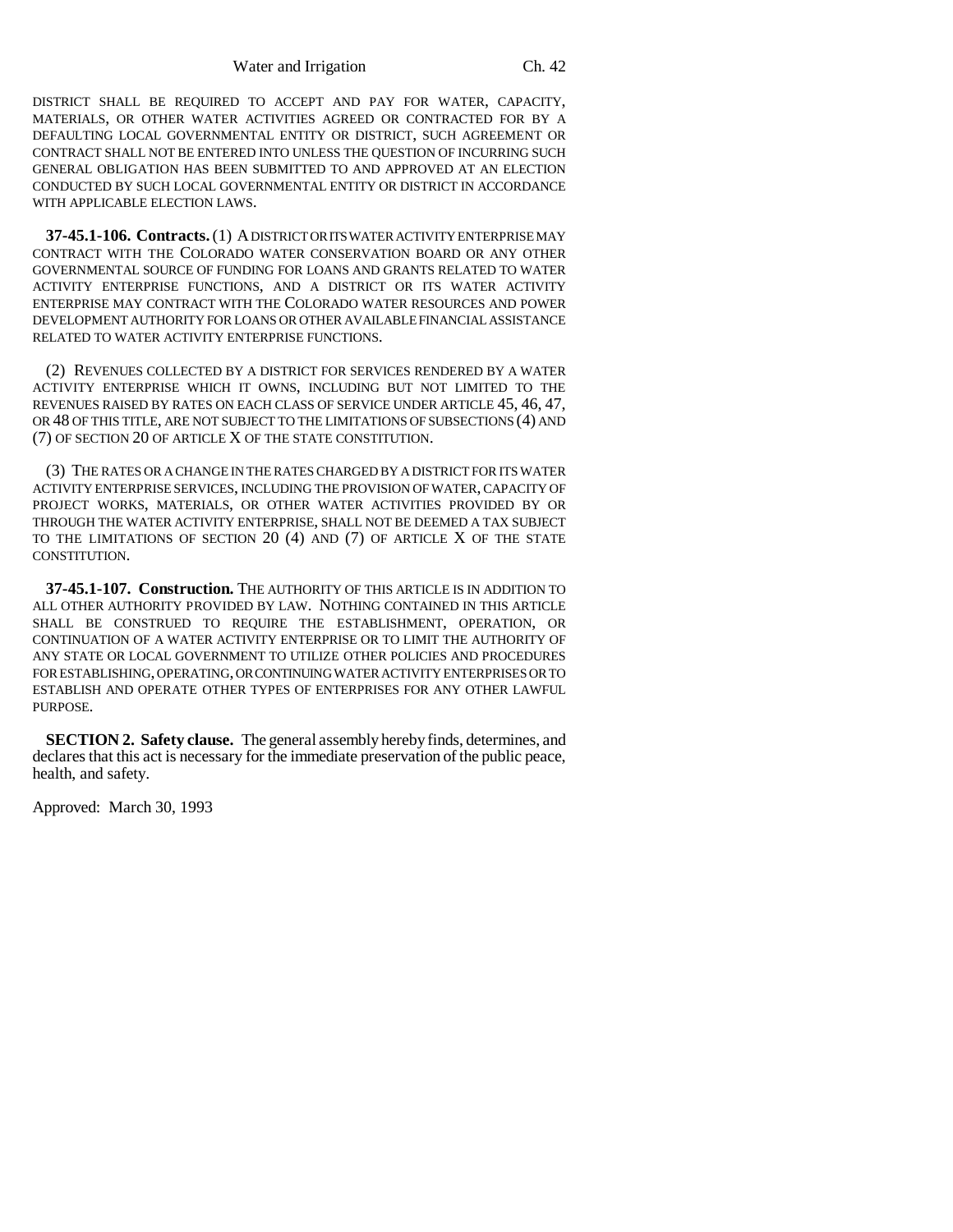DISTRICT SHALL BE REQUIRED TO ACCEPT AND PAY FOR WATER, CAPACITY, MATERIALS, OR OTHER WATER ACTIVITIES AGREED OR CONTRACTED FOR BY A DEFAULTING LOCAL GOVERNMENTAL ENTITY OR DISTRICT, SUCH AGREEMENT OR CONTRACT SHALL NOT BE ENTERED INTO UNLESS THE QUESTION OF INCURRING SUCH GENERAL OBLIGATION HAS BEEN SUBMITTED TO AND APPROVED AT AN ELECTION CONDUCTED BY SUCH LOCAL GOVERNMENTAL ENTITY OR DISTRICT IN ACCORDANCE WITH APPLICABLE ELECTION LAWS.

**37-45.1-106. Contracts.** (1) A DISTRICT OR ITS WATER ACTIVITY ENTERPRISE MAY CONTRACT WITH THE COLORADO WATER CONSERVATION BOARD OR ANY OTHER GOVERNMENTAL SOURCE OF FUNDING FOR LOANS AND GRANTS RELATED TO WATER ACTIVITY ENTERPRISE FUNCTIONS, AND A DISTRICT OR ITS WATER ACTIVITY ENTERPRISE MAY CONTRACT WITH THE COLORADO WATER RESOURCES AND POWER DEVELOPMENT AUTHORITY FOR LOANS OR OTHER AVAILABLE FINANCIAL ASSISTANCE RELATED TO WATER ACTIVITY ENTERPRISE FUNCTIONS.

(2) REVENUES COLLECTED BY A DISTRICT FOR SERVICES RENDERED BY A WATER ACTIVITY ENTERPRISE WHICH IT OWNS, INCLUDING BUT NOT LIMITED TO THE REVENUES RAISED BY RATES ON EACH CLASS OF SERVICE UNDER ARTICLE 45, 46, 47, OR 48 OF THIS TITLE, ARE NOT SUBJECT TO THE LIMITATIONS OF SUBSECTIONS (4) AND (7) OF SECTION 20 OF ARTICLE X OF THE STATE CONSTITUTION.

(3) THE RATES OR A CHANGE IN THE RATES CHARGED BY A DISTRICT FOR ITS WATER ACTIVITY ENTERPRISE SERVICES, INCLUDING THE PROVISION OF WATER, CAPACITY OF PROJECT WORKS, MATERIALS, OR OTHER WATER ACTIVITIES PROVIDED BY OR THROUGH THE WATER ACTIVITY ENTERPRISE, SHALL NOT BE DEEMED A TAX SUBJECT TO THE LIMITATIONS OF SECTION 20 (4) AND (7) OF ARTICLE X OF THE STATE CONSTITUTION.

**37-45.1-107. Construction.** THE AUTHORITY OF THIS ARTICLE IS IN ADDITION TO ALL OTHER AUTHORITY PROVIDED BY LAW. NOTHING CONTAINED IN THIS ARTICLE SHALL BE CONSTRUED TO REQUIRE THE ESTABLISHMENT, OPERATION, OR CONTINUATION OF A WATER ACTIVITY ENTERPRISE OR TO LIMIT THE AUTHORITY OF ANY STATE OR LOCAL GOVERNMENT TO UTILIZE OTHER POLICIES AND PROCEDURES FOR ESTABLISHING, OPERATING, OR CONTINUING WATER ACTIVITY ENTERPRISES OR TO ESTABLISH AND OPERATE OTHER TYPES OF ENTERPRISES FOR ANY OTHER LAWFUL PURPOSE.

**SECTION 2. Safety clause.** The general assembly hereby finds, determines, and declares that this act is necessary for the immediate preservation of the public peace, health, and safety.

Approved: March 30, 1993